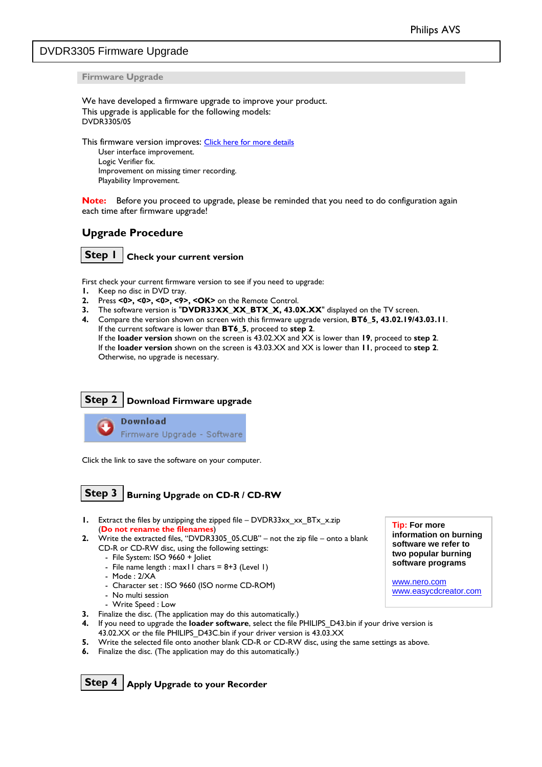# DVDR3305 Firmware Upgrade

## Firmware Upgrade

We have developed a firmware upgrade to improve your product.
This upgrade is applicable for the following models:
DVDR3305/05

This firmware version improves: Click here for more details

User interface improvement.
Logic Verifier fix.
Improvement on missing timer recording.
Playability Improvement.

**Note:** Before you proceed to upgrade, please be reminded that you need to do configuration again each time after firmware upgrade!

## Upgrade Procedure

### Step 1 Check your current version

First check your current firmware version to see if you need to upgrade:

1. Keep no disc in DVD tray.
2. Press **<0>, <0>, <0>, <9>, <OK>** on the Remote Control.
3. The software version is "**DVDR33XX_XX_BTX_X, 43.0X.XX**" displayed on the TV screen.
4. Compare the version shown on screen with this firmware upgrade version, **BT6_5, 43.02.19/43.03.11**.
   If the current software is lower than **BT6_5**, proceed to **step 2**.
   If the **loader version** shown on the screen is 43.02.XX and XX is lower than **19**, proceed to **step 2**.
   If the **loader version** shown on the screen is 43.03.XX and XX is lower than **11**, proceed to **step 2**.
   Otherwise, no upgrade is necessary.

### Step 2 Download Firmware upgrade

**Download**
Firmware Upgrade - Software

Click the link to save the software on your computer.

### Step 3 Burning Upgrade on CD-R / CD-RW

1. Extract the files by unzipping the zipped file – DVDR33xx_xx_BTx_x.zip (**Do not rename the filenames**)
2. Write the extracted files, "DVDR3305_05.CUB" – not the zip file – onto a blank CD-R or CD-RW disc, using the following settings:
   - File System: ISO 9660 + Joliet
   - File name length : max11 chars = 8+3 (Level 1)
   - Mode : 2/XA
   - Character set : ISO 9660 (ISO norme CD-ROM)
   - No multi session
   - Write Speed : Low
3. Finalize the disc. (The application may do this automatically.)
4. If you need to upgrade the **loader software**, select the file PHILIPS_D43.bin if your drive version is 43.02.XX or the file PHILIPS_D43C.bin if your driver version is 43.03.XX
5. Write the selected file onto another blank CD-R or CD-RW disc, using the same settings as above.
6. Finalize the disc. (The application may do this automatically.)

**Tip: For more information on burning software we refer to two popular burning software programs**

www.nero.com
www.easycdcreator.com

### Step 4 Apply Upgrade to your Recorder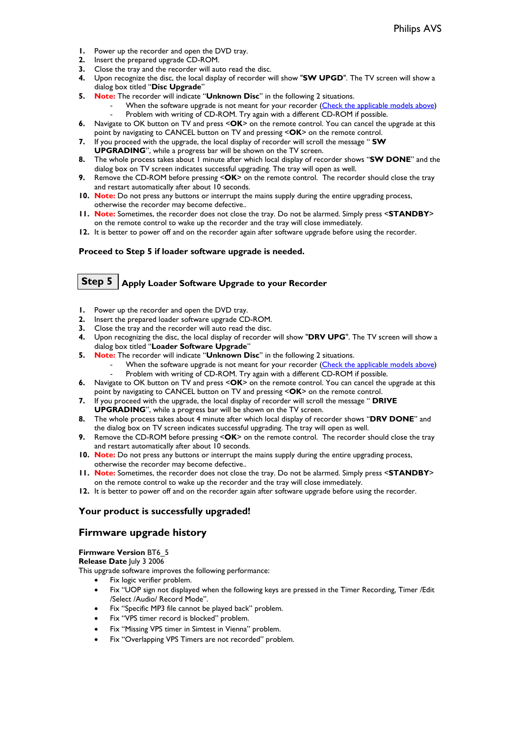1. Power up the recorder and open the DVD tray.
2. Insert the prepared upgrade CD-ROM.
3. Close the tray and the recorder will auto read the disc.
4. Upon recognize the disc, the local display of recorder will show "**SW UPGD**". The TV screen will show a dialog box titled "**Disc Upgrade**"
5. **Note:** The recorder will indicate "**Unknown Disc**" in the following 2 situations.
   - When the software upgrade is not meant for your recorder (Check the applicable models above)
   - Problem with writing of CD-ROM. Try again with a different CD-ROM if possible.
6. Navigate to OK button on TV and press <**OK**> on the remote control. You can cancel the upgrade at this point by navigating to CANCEL button on TV and pressing <**OK**> on the remote control.
7. If you proceed with the upgrade, the local display of recorder will scroll the message " **SW UPGRADING**", while a progress bar will be shown on the TV screen.
8. The whole process takes about 1 minute after which local display of recorder shows "**SW DONE**" and the dialog box on TV screen indicates successful upgrading. The tray will open as well.
9. Remove the CD-ROM before pressing <**OK**> on the remote control. The recorder should close the tray and restart automatically after about 10 seconds.
10. **Note:** Do not press any buttons or interrupt the mains supply during the entire upgrading process, otherwise the recorder may become defective..
11. **Note:** Sometimes, the recorder does not close the tray. Do not be alarmed. Simply press <**STANDBY**> on the remote control to wake up the recorder and the tray will close immediately.
12. It is better to power off and on the recorder again after software upgrade before using the recorder.

**Proceed to Step 5 if loader software upgrade is needed.**

## Step 5 Apply Loader Software Upgrade to your Recorder

1. Power up the recorder and open the DVD tray.
2. Insert the prepared loader software upgrade CD-ROM.
3. Close the tray and the recorder will auto read the disc.
4. Upon recognizing the disc, the local display of recorder will show "**DRV UPG**". The TV screen will show a dialog box titled "**Loader Software Upgrade**"
5. **Note:** The recorder will indicate "**Unknown Disc**" in the following 2 situations.
   - When the software upgrade is not meant for your recorder (Check the applicable models above)
   - Problem with writing of CD-ROM. Try again with a different CD-ROM if possible.
6. Navigate to OK button on TV and press <**OK**> on the remote control. You can cancel the upgrade at this point by navigating to CANCEL button on TV and pressing <**OK**> on the remote control.
7. If you proceed with the upgrade, the local display of recorder will scroll the message " **DRIVE UPGRADING**", while a progress bar will be shown on the TV screen.
8. The whole process takes about 4 minute after which local display of recorder shows "**DRV DONE**" and the dialog box on TV screen indicates successful upgrading. The tray will open as well.
9. Remove the CD-ROM before pressing <**OK**> on the remote control. The recorder should close the tray and restart automatically after about 10 seconds.
10. **Note:** Do not press any buttons or interrupt the mains supply during the entire upgrading process, otherwise the recorder may become defective..
11. **Note:** Sometimes, the recorder does not close the tray. Do not be alarmed. Simply press <**STANDBY**> on the remote control to wake up the recorder and the tray will close immediately.
12. It is better to power off and on the recorder again after software upgrade before using the recorder.

## Your product is successfully upgraded!

## Firmware upgrade history

**Firmware Version** BT6_5
**Release Date** July 3 2006
This upgrade software improves the following performance:

- Fix logic verifier problem.
- Fix "UOP sign not displayed when the following keys are pressed in the Timer Recording, Timer /Edit /Select /Audio/ Record Mode".
- Fix "Specific MP3 file cannot be played back" problem.
- Fix "VPS timer record is blocked" problem.
- Fix "Missing VPS timer in Simtest in Vienna" problem.
- Fix "Overlapping VPS Timers are not recorded" problem.